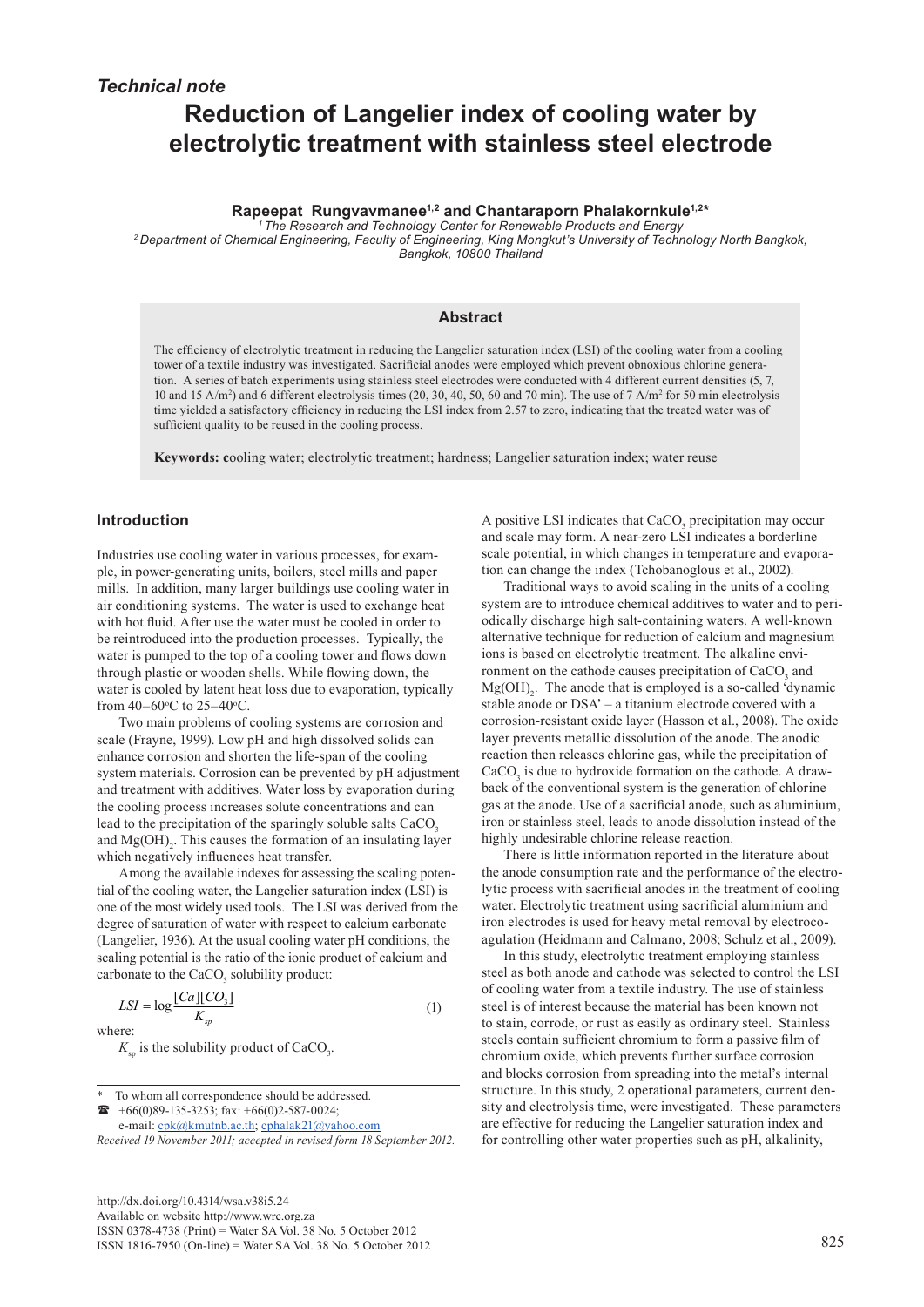*Technical note*

# Reduction of Langelier index of cooling water by electrolytic treatment with stainless steel electrode

**Rapeepat Rungvavmanee[1,2] and Chantaraporn Phalakornkule[1,2]***

[1] *The Research and Technology Center for Renewable Products and Energy*
[2] *Department of Chemical Engineering, Faculty of Engineering, King Mongkut's University of Technology North Bangkok, Bangkok, 10800 Thailand*

## Abstract

The efficiency of electrolytic treatment in reducing the Langelier saturation index (LSI) of the cooling water from a cooling tower of a textile industry was investigated. Sacrificial anodes were employed which prevent obnoxious chlorine generation. A series of batch experiments using stainless steel electrodes were conducted with 4 different current densities (5, 7, 10 and 15 A/m$^2$) and 6 different electrolysis times (20, 30, 40, 50, 60 and 70 min). The use of 7 A/m$^2$ for 50 min electrolysis time yielded a satisfactory efficiency in reducing the LSI index from 2.57 to zero, indicating that the treated water was of sufficient quality to be reused in the cooling process.

**Keywords: c**ooling water; electrolytic treatment; hardness; Langelier saturation index; water reuse

## Introduction

Industries use cooling water in various processes, for example, in power-generating units, boilers, steel mills and paper mills. In addition, many larger buildings use cooling water in air conditioning systems. The water is used to exchange heat with hot fluid. After use the water must be cooled in order to be reintroduced into the production processes. Typically, the water is pumped to the top of a cooling tower and flows down through plastic or wooden shells. While flowing down, the water is cooled by latent heat loss due to evaporation, typically from 40–60°C to 25–40°C.

Two main problems of cooling systems are corrosion and scale (Frayne, 1999). Low pH and high dissolved solids can enhance corrosion and shorten the life-span of the cooling system materials. Corrosion can be prevented by pH adjustment and treatment with additives. Water loss by evaporation during the cooling process increases solute concentrations and can lead to the precipitation of the sparingly soluble salts $CaCO_3$ and $Mg(OH)_2$. This causes the formation of an insulating layer which negatively influences heat transfer.

Among the available indexes for assessing the scaling potential of the cooling water, the Langelier saturation index (LSI) is one of the most widely used tools. The LSI was derived from the degree of saturation of water with respect to calcium carbonate (Langelier, 1936). At the usual cooling water pH conditions, the scaling potential is the ratio of the ionic product of calcium and carbonate to the $CaCO_3$ solubility product:

$$LSI = \log \frac{[Ca][CO_3]}{K_{sp}} \tag{1}$$

where:

$K_{sp}$ is the solubility product of $CaCO_3$.

A positive LSI indicates that $CaCO_3$ precipitation may occur and scale may form. A near-zero LSI indicates a borderline scale potential, in which changes in temperature and evaporation can change the index (Tchobanoglous et al., 2002).

Traditional ways to avoid scaling in the units of a cooling system are to introduce chemical additives to water and to periodically discharge high salt-containing waters. A well-known alternative technique for reduction of calcium and magnesium ions is based on electrolytic treatment. The alkaline environment on the cathode causes precipitation of $CaCO_3$ and $Mg(OH)_2$. The anode that is employed is a so-called 'dynamic stable anode or DSA' – a titanium electrode covered with a corrosion-resistant oxide layer (Hasson et al., 2008). The oxide layer prevents metallic dissolution of the anode. The anodic reaction then releases chlorine gas, while the precipitation of $CaCO_3$ is due to hydroxide formation on the cathode. A drawback of the conventional system is the generation of chlorine gas at the anode. Use of a sacrificial anode, such as aluminium, iron or stainless steel, leads to anode dissolution instead of the highly undesirable chlorine release reaction.

There is little information reported in the literature about the anode consumption rate and the performance of the electrolytic process with sacrificial anodes in the treatment of cooling water. Electrolytic treatment using sacrificial aluminium and iron electrodes is used for heavy metal removal by electrocoagulation (Heidmann and Calmano, 2008; Schulz et al., 2009).

In this study, electrolytic treatment employing stainless steel as both anode and cathode was selected to control the LSI of cooling water from a textile industry. The use of stainless steel is of interest because the material has been known not to stain, corrode, or rust as easily as ordinary steel. Stainless steels contain sufficient chromium to form a passive film of chromium oxide, which prevents further surface corrosion and blocks corrosion from spreading into the metal's internal structure. In this study, 2 operational parameters, current density and electrolysis time, were investigated. These parameters are effective for reducing the Langelier saturation index and for controlling other water properties such as pH, alkalinity,

\* To whom all correspondence should be addressed.
☎ +66(0)89-135-3253; fax: +66(0)2-587-0024;
e-mail: cpk@kmutnb.ac.th; cphalak21@yahoo.com
*Received 19 November 2011; accepted in revised form 18 September 2012.*

http://dx.doi.org/10.4314/wsa.v38i5.24
Available on website http://www.wrc.org.za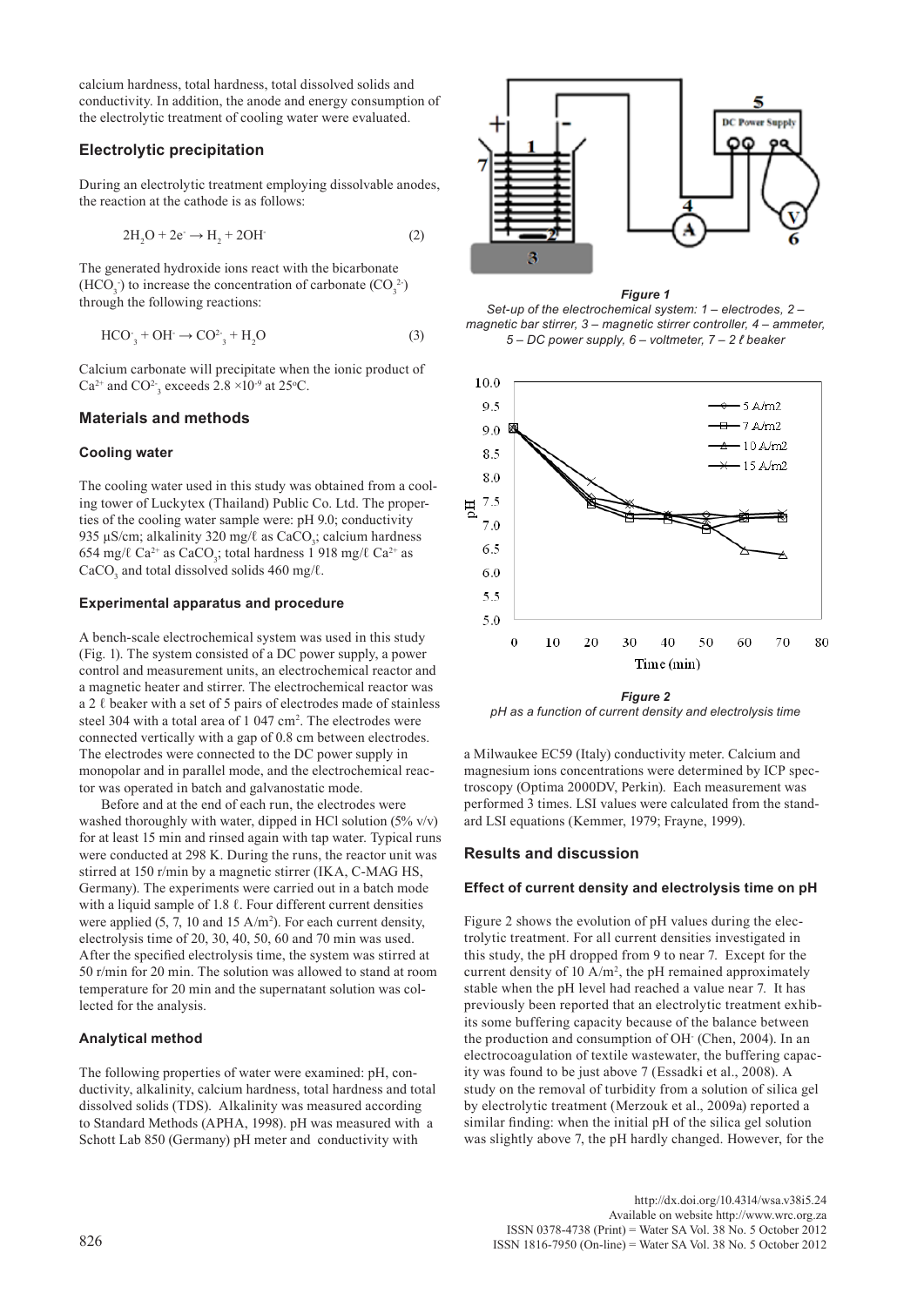calcium hardness, total hardness, total dissolved solids and conductivity. In addition, the anode and energy consumption of the electrolytic treatment of cooling water were evaluated.

## Electrolytic precipitation

During an electrolytic treatment employing dissolvable anodes, the reaction at the cathode is as follows:

$$2H_2O + 2e^- \rightarrow H_2 + 2OH^- \quad (2)$$

The generated hydroxide ions react with the bicarbonate ($HCO_3^-$) to increase the concentration of carbonate ($CO_3^{2-}$) through the following reactions:

$$HCO_3^- + OH^- \rightarrow CO_3^{2-} + H_2O \quad (3)$$

Calcium carbonate will precipitate when the ionic product of $Ca^{2+}$ and $CO_3^{2-}$ exceeds $2.8 \times 10^{-9}$ at 25°C.

## Materials and methods

### Cooling water

The cooling water used in this study was obtained from a cooling tower of Luckytex (Thailand) Public Co. Ltd. The properties of the cooling water sample were: pH 9.0; conductivity 935 µS/cm; alkalinity 320 mg/ℓ as $CaCO_3$; calcium hardness 654 mg/ℓ $Ca^{2+}$ as $CaCO_3$; total hardness 1 918 mg/ℓ $Ca^{2+}$ as $CaCO_3$ and total dissolved solids 460 mg/ℓ.

### Experimental apparatus and procedure

A bench-scale electrochemical system was used in this study (Fig. 1). The system consisted of a DC power supply, a power control and measurement units, an electrochemical reactor and a magnetic heater and stirrer. The electrochemical reactor was a 2 ℓ beaker with a set of 5 pairs of electrodes made of stainless steel 304 with a total area of 1 047 cm². The electrodes were connected vertically with a gap of 0.8 cm between electrodes. The electrodes were connected to the DC power supply in monopolar and in parallel mode, and the electrochemical reactor was operated in batch and galvanostatic mode.

Before and at the end of each run, the electrodes were washed thoroughly with water, dipped in HCl solution (5% v/v) for at least 15 min and rinsed again with tap water. Typical runs were conducted at 298 K. During the runs, the reactor unit was stirred at 150 r/min by a magnetic stirrer (IKA, C-MAG HS, Germany). The experiments were carried out in a batch mode with a liquid sample of 1.8 ℓ. Four different current densities were applied (5, 7, 10 and 15 A/m²). For each current density, electrolysis time of 20, 30, 40, 50, 60 and 70 min was used. After the specified electrolysis time, the system was stirred at 50 r/min for 20 min. The solution was allowed to stand at room temperature for 20 min and the supernatant solution was collected for the analysis.

### Analytical method

The following properties of water were examined: pH, conductivity, alkalinity, calcium hardness, total hardness and total dissolved solids (TDS). Alkalinity was measured according to Standard Methods (APHA, 1998). pH was measured with a Schott Lab 850 (Germany) pH meter and conductivity with a Milwaukee EC59 (Italy) conductivity meter. Calcium and magnesium ions concentrations were determined by ICP spectroscopy (Optima 2000DV, Perkin). Each measurement was performed 3 times. LSI values were calculated from the standard LSI equations (Kemmer, 1979; Frayne, 1999).

*Figure 1*
*Set-up of the electrochemical system: 1 – electrodes, 2 – magnetic bar stirrer, 3 – magnetic stirrer controller, 4 – ammeter, 5 – DC power supply, 6 – voltmeter, 7 – 2 ℓ beaker*

*Figure 2*
*pH as a function of current density and electrolysis time*

## Results and discussion

### Effect of current density and electrolysis time on pH

Figure 2 shows the evolution of pH values during the electrolytic treatment. For all current densities investigated in this study, the pH dropped from 9 to near 7. Except for the current density of 10 A/m², the pH remained approximately stable when the pH level had reached a value near 7. It has previously been reported that an electrolytic treatment exhibits some buffering capacity because of the balance between the production and consumption of $OH^-$ (Chen, 2004). In an electrocoagulation of textile wastewater, the buffering capacity was found to be just above 7 (Essadki et al., 2008). A study on the removal of turbidity from a solution of silica gel by electrolytic treatment (Merzouk et al., 2009a) reported a similar finding: when the initial pH of the silica gel solution was slightly above 7, the pH hardly changed. However, for the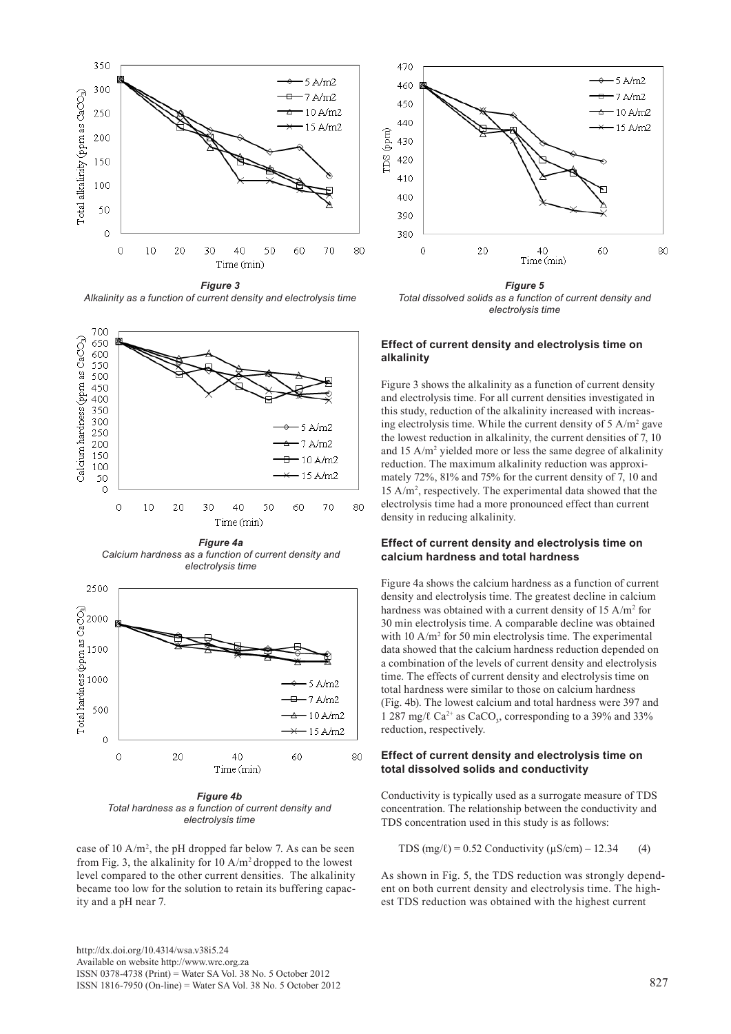*Figure 3*
*Alkalinity as a function of current density and electrolysis time*

*Figure 4a*
*Calcium hardness as a function of current density and electrolysis time*

*Figure 4b*
*Total hardness as a function of current density and electrolysis time*

case of 10 A/m$^2$, the pH dropped far below 7. As can be seen from Fig. 3, the alkalinity for 10 A/m$^2$ dropped to the lowest level compared to the other current densities. The alkalinity became too low for the solution to retain its buffering capacity and a pH near 7.

*Figure 5*
*Total dissolved solids as a function of current density and electrolysis time*

### Effect of current density and electrolysis time on alkalinity

Figure 3 shows the alkalinity as a function of current density and electrolysis time. For all current densities investigated in this study, reduction of the alkalinity increased with increasing electrolysis time. While the current density of 5 A/m$^2$ gave the lowest reduction in alkalinity, the current densities of 7, 10 and 15 A/m$^2$ yielded more or less the same degree of alkalinity reduction. The maximum alkalinity reduction was approximately 72%, 81% and 75% for the current density of 7, 10 and 15 A/m$^2$, respectively. The experimental data showed that the electrolysis time had a more pronounced effect than current density in reducing alkalinity.

### Effect of current density and electrolysis time on calcium hardness and total hardness

Figure 4a shows the calcium hardness as a function of current density and electrolysis time. The greatest decline in calcium hardness was obtained with a current density of 15 A/m$^2$ for 30 min electrolysis time. A comparable decline was obtained with 10 A/m$^2$ for 50 min electrolysis time. The experimental data showed that the calcium hardness reduction depended on a combination of the levels of current density and electrolysis time. The effects of current density and electrolysis time on total hardness were similar to those on calcium hardness (Fig. 4b). The lowest calcium and total hardness were 397 and 1 287 mg/ℓ $Ca^{2+}$ as $CaCO_3$, corresponding to a 39% and 33% reduction, respectively.

### Effect of current density and electrolysis time on total dissolved solids and conductivity

Conductivity is typically used as a surrogate measure of TDS concentration. The relationship between the conductivity and TDS concentration used in this study is as follows:

$$\text{TDS (mg/ℓ)} = 0.52 \text{ Conductivity } (\mu\text{S/cm}) - 12.34 \qquad (4)$$

As shown in Fig. 5, the TDS reduction was strongly dependent on both current density and electrolysis time. The highest TDS reduction was obtained with the highest current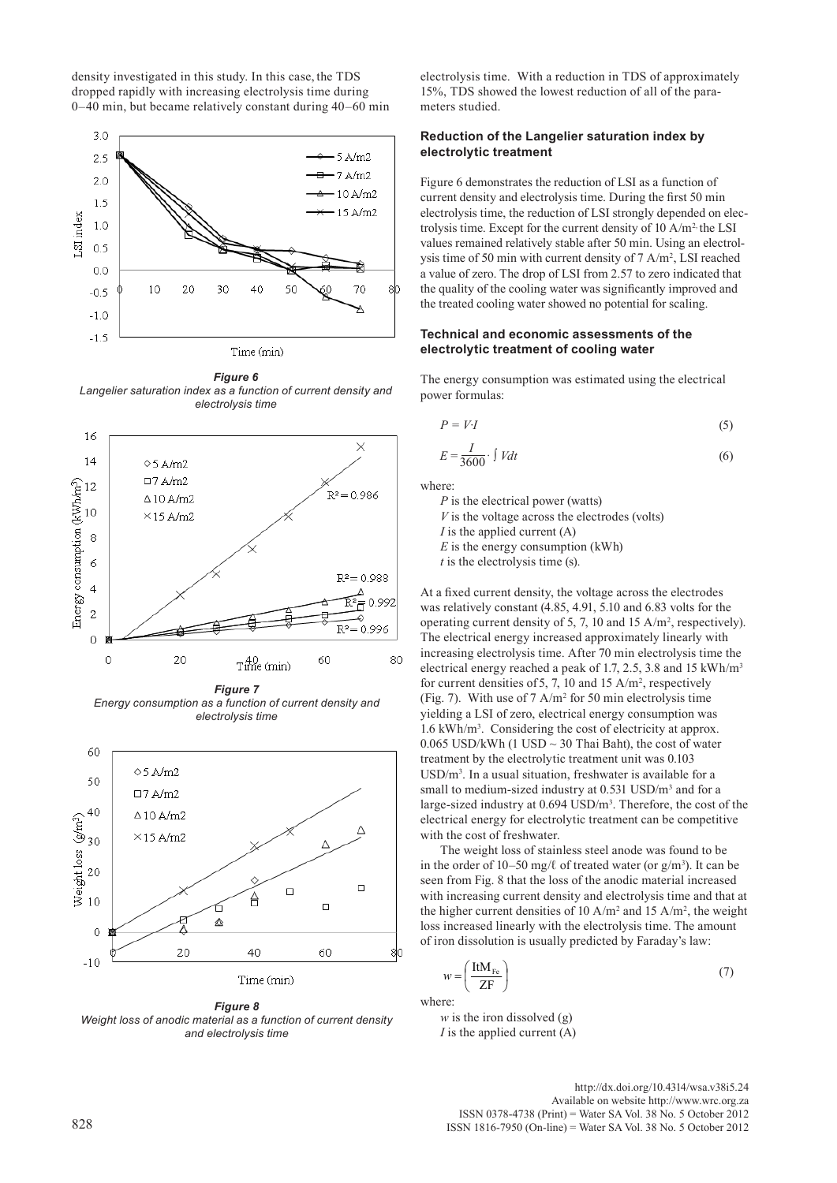density investigated in this study. In this case, the TDS dropped rapidly with increasing electrolysis time during 0–40 min, but became relatively constant during 40–60 min electrolysis time. With a reduction in TDS of approximately 15%, TDS showed the lowest reduction of all of the parameters studied.

***Figure 6***
*Langelier saturation index as a function of current density and electrolysis time*

***Figure 7***
*Energy consumption as a function of current density and electrolysis time*

***Figure 8***
*Weight loss of anodic material as a function of current density and electrolysis time*

### Reduction of the Langelier saturation index by electrolytic treatment

Figure 6 demonstrates the reduction of LSI as a function of current density and electrolysis time. During the first 50 min electrolysis time, the reduction of LSI strongly depended on electrolysis time. Except for the current density of 10 A/m$^2$ the LSI values remained relatively stable after 50 min. Using an electrolysis time of 50 min with current density of 7 A/m$^2$, LSI reached a value of zero. The drop of LSI from 2.57 to zero indicated that the quality of the cooling water was significantly improved and the treated cooling water showed no potential for scaling.

### Technical and economic assessments of the electrolytic treatment of cooling water

The energy consumption was estimated using the electrical power formulas:

$$P = V \cdot I \tag{5}$$

$$E = \frac{I}{3600} \cdot \int V dt \tag{6}$$

where:

$P$ is the electrical power (watts)
$V$ is the voltage across the electrodes (volts)
$I$ is the applied current (A)
$E$ is the energy consumption (kWh)
$t$ is the electrolysis time (s).

At a fixed current density, the voltage across the electrodes was relatively constant (4.85, 4.91, 5.10 and 6.83 volts for the operating current density of 5, 7, 10 and 15 A/m$^2$, respectively). The electrical energy increased approximately linearly with increasing electrolysis time. After 70 min electrolysis time the electrical energy reached a peak of 1.7, 2.5, 3.8 and 15 kWh/m$^3$ for current densities of 5, 7, 10 and 15 A/m$^2$, respectively (Fig. 7). With use of 7 A/m$^2$ for 50 min electrolysis time yielding a LSI of zero, electrical energy consumption was 1.6 kWh/m$^3$. Considering the cost of electricity at approx. 0.065 USD/kWh (1 USD ~ 30 Thai Baht), the cost of water treatment by the electrolytic treatment unit was 0.103 USD/m$^3$. In a usual situation, freshwater is available for a small to medium-sized industry at 0.531 USD/m$^3$ and for a large-sized industry at 0.694 USD/m$^3$. Therefore, the cost of the electrical energy for electrolytic treatment can be competitive with the cost of freshwater.

The weight loss of stainless steel anode was found to be in the order of 10–50 mg/ℓ of treated water (or g/m$^3$). It can be seen from Fig. 8 that the loss of the anodic material increased with increasing current density and electrolysis time and that at the higher current densities of 10 A/m$^2$ and 15 A/m$^2$, the weight loss increased linearly with the electrolysis time. The amount of iron dissolution is usually predicted by Faraday's law:

$$w = \left( \frac{ItM_{Fe}}{ZF} \right) \tag{7}$$

where:

$w$ is the iron dissolved (g)
$I$ is the applied current (A)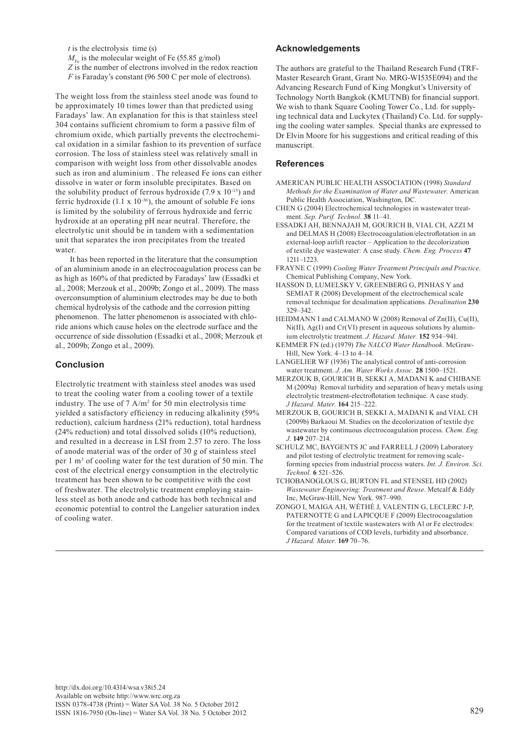$t$ is the electrolysis time (s)
$M_{Fe}$ is the molecular weight of Fe (55.85 g/mol)
$Z$ is the number of electrons involved in the redox reaction
$F$ is Faraday's constant (96 500 C per mole of electrons).

The weight loss from the stainless steel anode was found to be approximately 10 times lower than that predicted using Faradays' law. An explanation for this is that stainless steel 304 contains sufficient chromium to form a passive film of chromium oxide, which partially prevents the electrochemical oxidation in a similar fashion to its prevention of surface corrosion. The loss of stainless steel was relatively small in comparison with weight loss from other dissolvable anodes such as iron and aluminium . The released Fe ions can either dissolve in water or form insoluble precipitates. Based on the solubility product of ferrous hydroxide (7.9 x $10^{-15}$) and ferric hydroxide (1.1 x $10^{-36}$), the amount of soluble Fe ions is limited by the solubility of ferrous hydroxide and ferric hydroxide at an operating pH near neutral. Therefore, the electrolytic unit should be in tandem with a sedimentation unit that separates the iron precipitates from the treated water.

It has been reported in the literature that the consumption of an aluminium anode in an electrocoagulation process can be as high as 160% of that predicted by Faradays' law (Essadki et al., 2008; Merzouk et al., 2009b; Zongo et al., 2009). The mass overconsumption of aluminium electrodes may be due to both chemical hydrolysis of the cathode and the corrosion pitting phenomenon. The latter phenomenon is associated with chloride anions which cause holes on the electrode surface and the occurrence of side dissolution (Essadki et al., 2008; Merzouk et al., 2009b; Zongo et al., 2009).

## Conclusion

Electrolytic treatment with stainless steel anodes was used to treat the cooling water from a cooling tower of a textile industry. The use of 7 A/$m^2$ for 50 min electrolysis time yielded a satisfactory efficiency in reducing alkalinity (59% reduction), calcium hardness (21% reduction), total hardness (24% reduction) and total dissolved solids (10% reduction), and resulted in a decrease in LSI from 2.57 to zero. The loss of anode material was of the order of 30 g of stainless steel per 1 $m^3$ of cooling water for the test duration of 50 min. The cost of the electrical energy consumption in the electrolytic treatment has been shown to be competitive with the cost of freshwater. The electrolytic treatment employing stainless steel as both anode and cathode has both technical and economic potential to control the Langelier saturation index of cooling water.

## Acknowledgements

The authors are grateful to the Thailand Research Fund (TRF-Master Research Grant, Grant No. MRG-WI535E094) and the Advancing Research Fund of King Mongkut's University of Technology North Bangkok (KMUTNB) for financial support. We wish to thank Square Cooling Tower Co., Ltd. for supplying technical data and Luckytex (Thailand) Co. Ltd. for supplying the cooling water samples. Special thanks are expressed to Dr Elvin Moore for his suggestions and critical reading of this manuscript.

## References

AMERICAN PUBLIC HEALTH ASSOCIATION (1998) *Standard Methods for the Examination of Water and Wastewater*. American Public Health Association, Washington, DC.

CHEN G (2004) Electrochemical technologies in wastewater treatment. *Sep. Purif. Technol.* **38** 11–41.

ESSADKI AH, BENNAJAH M, GOURICH B, VIAL CH, AZZI M and DELMAS H (2008) Electrocoagulation/electroflotation in an external-loop airlift reactor – Application to the decolorization of textile dye wastewater: A case study. *Chem. Eng. Process* **47** 1211–1223.

FRAYNE C (1999) *Cooling Water Treatment Principals and Practice*. Chemical Publishing Company, New York.

HASSON D, LUMELSKY V, GREENBERG G, PINHAS Y and SEMIAT R (2008) Development of the electrochemical scale removal technique for desalination applications. *Desalination* **230** 329–342.

HEIDMANN I and CALMANO W (2008) Removal of Zn(II), Cu(II), Ni(II), Ag(I) and Cr(VI) present in aqueous solutions by aluminium electrolytic treatment. *J. Hazard. Mater.* **152** 934–941.

KEMMER FN (ed.) (1979) *The NALCO Water Handbook*. McGraw-Hill, New York. 4–13 to 4–14.

LANGELIER WF (1936) The analytical control of anti-corrosion water treatment. *J. Am. Water Works Assoc.* **28** 1500–1521.

MERZOUK B, GOURICH B, SEKKI A, MADANI K and CHIBANE M (2009a) Removal turbidity and separation of heavy metals using electrolytic treatment-electroflotation technique. A case study. *J Hazard. Mater.* **164** 215–222.

MERZOUK B, GOURICH B, SEKKI A, MADANI K and VIAL CH (2009b) Barkaoui M. Studies on the decolorization of textile dye wastewater by continuous electrocoagulation process. *Chem. Eng. J.* **149** 207–214.

SCHULZ MC, BAYGENTS JC and FARRELL J (2009) Laboratory and pilot testing of electrolytic treatment for removing scale-forming species from industrial process waters. *Int. J. Environ. Sci. Technol.* **6** 521–526.

TCHOBANOGLOUS G, BURTON FL and STENSEL HD (2002) *Wastewater Engineering: Treatment and Reuse*. Metcalf & Eddy Inc, McGraw-Hill, New York. 987–990.

ZONGO I, MAIGA AH, WÉTHÉ J, VALENTIN G, LECLERC J-P, PATERNOTTE G and LAPICQUE F (2009) Electrocoagulation for the treatment of textile wastewaters with Al or Fe electrodes: Compared variations of COD levels, turbidity and absorbance. *J Hazard. Mater.* **169** 70–76.